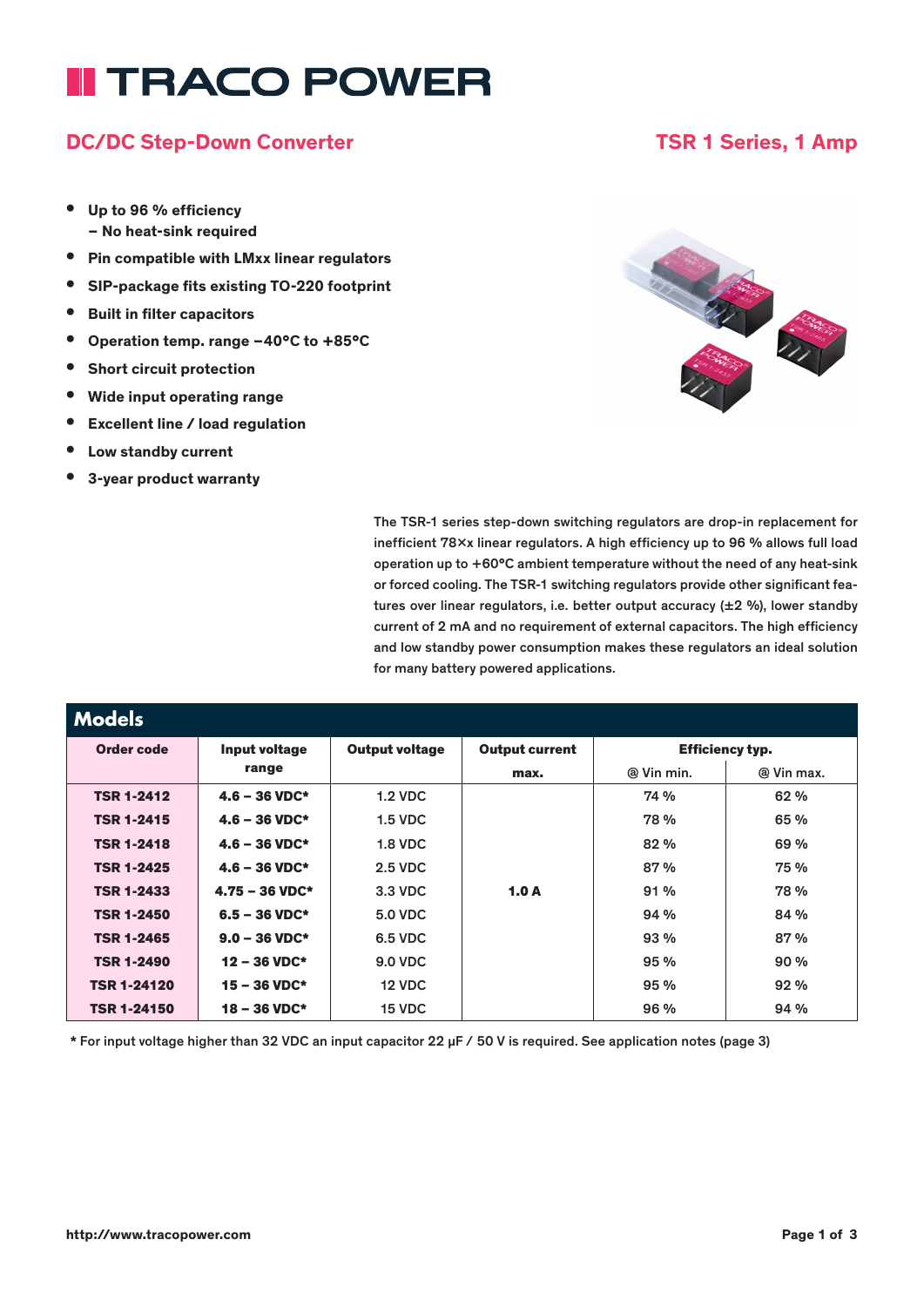# TRACO POWER

## DC/DC Step-Down Converter

## TSR 1 Series, 1 Amp

- **Up to 96 % efficiency**
  **– No heat-sink required**
- **Pin compatible with LMxx linear regulators**
- **SIP-package fits existing TO-220 footprint**
- **Built in filter capacitors**
- **Operation temp. range –40°C to +85°C**
- **Short circuit protection**
- **Wide input operating range**
- **Excellent line / load regulation**
- **Low standby current**
- **3-year product warranty**

The TSR-1 series step-down switching regulators are drop-in replacement for inefficient 78xx linear regulators. A high efficiency up to 96 % allows full load operation up to +60°C ambient temperature without the need of any heat-sink or forced cooling. The TSR-1 switching regulators provide other significant features over linear regulators, i.e. better output accuracy (±2 %), lower standby current of 2 mA and no requirement of external capacitors. The high efficiency and low standby power consumption makes these regulators an ideal solution for many battery powered applications.

## Models

| Order code | Input voltage range | Output voltage | Output current max. | Efficiency typ. | |
|---|---|---|---|---|---|
| | | | | @ Vin min. | @ Vin max. |
| **TSR 1-2412** | **4.6 – 36 VDC*** | 1.2 VDC | **1.0 A** | 74 % | 62 % |
| **TSR 1-2415** | **4.6 – 36 VDC*** | 1.5 VDC | | 78 % | 65 % |
| **TSR 1-2418** | **4.6 – 36 VDC*** | 1.8 VDC | | 82 % | 69 % |
| **TSR 1-2425** | **4.6 – 36 VDC*** | 2.5 VDC | | 87 % | 75 % |
| **TSR 1-2433** | **4.75 – 36 VDC*** | 3.3 VDC | | 91 % | 78 % |
| **TSR 1-2450** | **6.5 – 36 VDC*** | 5.0 VDC | | 94 % | 84 % |
| **TSR 1-2465** | **9.0 – 36 VDC*** | 6.5 VDC | | 93 % | 87 % |
| **TSR 1-2490** | **12 – 36 VDC*** | 9.0 VDC | | 95 % | 90 % |
| **TSR 1-24120** | **15 – 36 VDC*** | 12 VDC | | 95 % | 92 % |
| **TSR 1-24150** | **18 – 36 VDC*** | 15 VDC | | 96 % | 94 % |

* For input voltage higher than 32 VDC an input capacitor 22 µF / 50 V is required. See application notes (page 3)

http://www.tracopower.com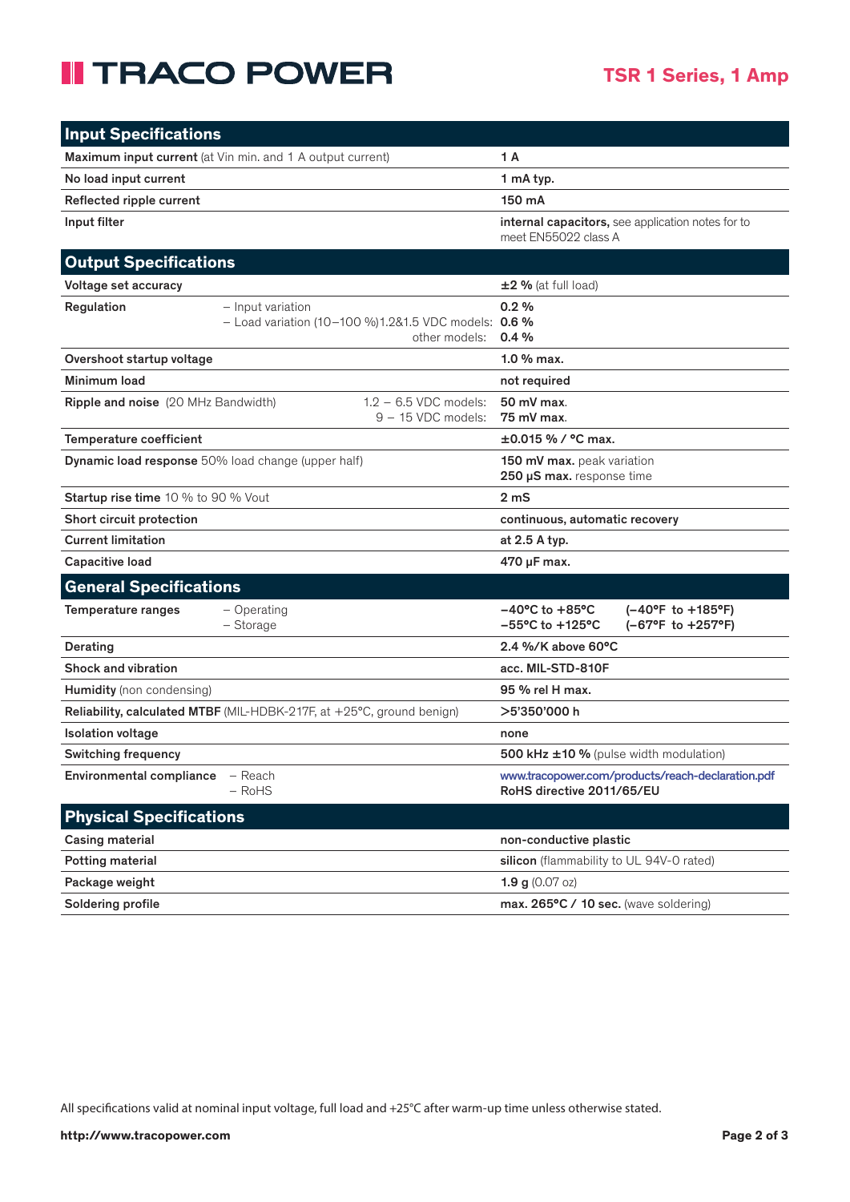## Input Specifications

| | | |
|---|---|---|
| **Maximum input current** (at Vin min. and 1 A output current) | | **1 A** |
| **No load input current** | | **1 mA typ.** |
| **Reflected ripple current** | | **150 mA** |
| **Input filter** | | **internal capacitors,** see application notes for to meet EN55022 class A |

## Output Specifications

| | | |
|---|---|---|
| **Voltage set accuracy** | | **±2 %** (at full load) |
| **Regulation** | – Input variation<br>– Load variation (10–100 %) 1.2&1.5 VDC models:<br>other models: | **0.2 %**<br>**0.6 %**<br>**0.4 %** |
| **Overshoot startup voltage** | | **1.0 % max.** |
| **Minimum load** | | **not required** |
| **Ripple and noise** (20 MHz Bandwidth) | 1.2 – 6.5 VDC models:<br>9 – 15 VDC models: | **50 mV max.**<br>**75 mV max.** |
| **Temperature coefficient** | | **±0.015 % / °C max.** |
| **Dynamic load response** 50% load change (upper half) | | **150 mV max.** peak variation<br>**250 µS max.** response time |
| **Startup rise time** 10 % to 90 % Vout | | **2 mS** |
| **Short circuit protection** | | **continuous, automatic recovery** |
| **Current limitation** | | **at 2.5 A typ.** |
| **Capacitive load** | | **470 µF max.** |

## General Specifications

| | | |
|---|---|---|
| **Temperature ranges** | – Operating<br>– Storage | **–40°C to +85°C (–40°F to +185°F)**<br>**–55°C to +125°C (–67°F to +257°F)** |
| **Derating** | | **2.4 %/K above 60°C** |
| **Shock and vibration** | | **acc. MIL-STD-810F** |
| **Humidity** (non condensing) | | **95 % rel H max.** |
| **Reliability, calculated MTBF** (MIL-HDBK-217F, at +25°C, ground benign) | | **>5'350'000 h** |
| **Isolation voltage** | | **none** |
| **Switching frequency** | | **500 kHz ±10 %** (pulse width modulation) |
| **Environmental compliance** | – Reach<br>– RoHS | www.tracopower.com/products/reach-declaration.pdf<br>**RoHS directive 2011/65/EU** |

## Physical Specifications

| | |
|---|---|
| **Casing material** | **non-conductive plastic** |
| **Potting material** | **silicon** (flammability to UL 94V-0 rated) |
| **Package weight** | **1.9 g** (0.07 oz) |
| **Soldering profile** | **max. 265°C / 10 sec.** (wave soldering) |

All specifications valid at nominal input voltage, full load and +25°C after warm-up time unless otherwise stated.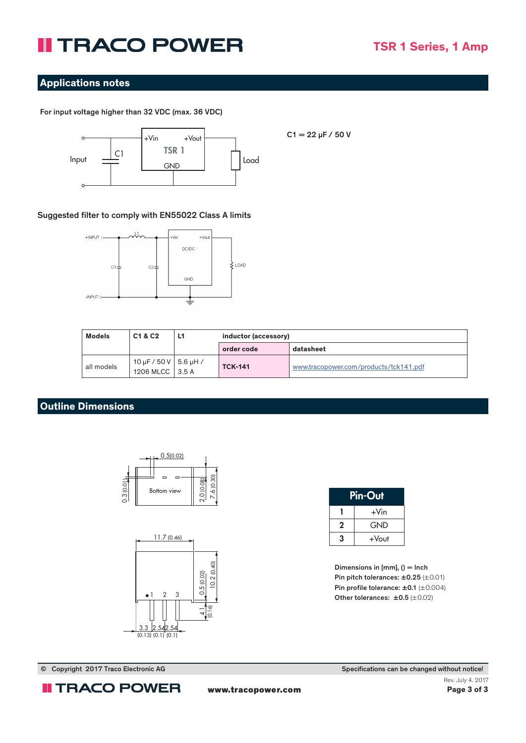## Applications notes

For input voltage higher than 32 VDC (max. 36 VDC)

Input
C1
+Vin
+Vout
TSR 1
GND
Load

C1 = 22 µF / 50 V

Suggested filter to comply with EN55022 Class A limits

+INPUT
L1
C1
C2
+Vin
+Vout
DC/DC
GND
LOAD
-INPUT

| Models | C1 & C2 | L1 | inductor (accessory) | |
|---|---|---|---|---|
| | | | order code | datasheet |
| all models | 10 µF / 50 V 1206 MLCC | 5.6 µH / 3.5 A | TCK-141 | www.tracopower.com/products/tck141.pdf |

## Outline Dimensions

0.5 (0.02)
0.3 (0.01)
Bottom view
2.0 (0.08)
7.6 (0.30)

11.7 (0.46)
0.5 (0.02)
10.2 (0.40)
1 2 3
4.1 (0.16)
3.3 (0.13)
2.54 (0.1)
2.54 (0.1)

| Pin-Out | |
|---|---|
| 1 | +Vin |
| 2 | GND |
| 3 | +Vout |

**Dimensions in [mm], () = Inch**
**Pin pitch tolerances: ±0.25** (±0.01)
**Pin profile tolerance: ±0.1** (±0.004)
**Other tolerances: ±0.5** (±0.02)

© Copyright 2017 Traco Electronic AG

Specifications can be changed without notice!

www.tracopower.com

Rev. July 4. 2017